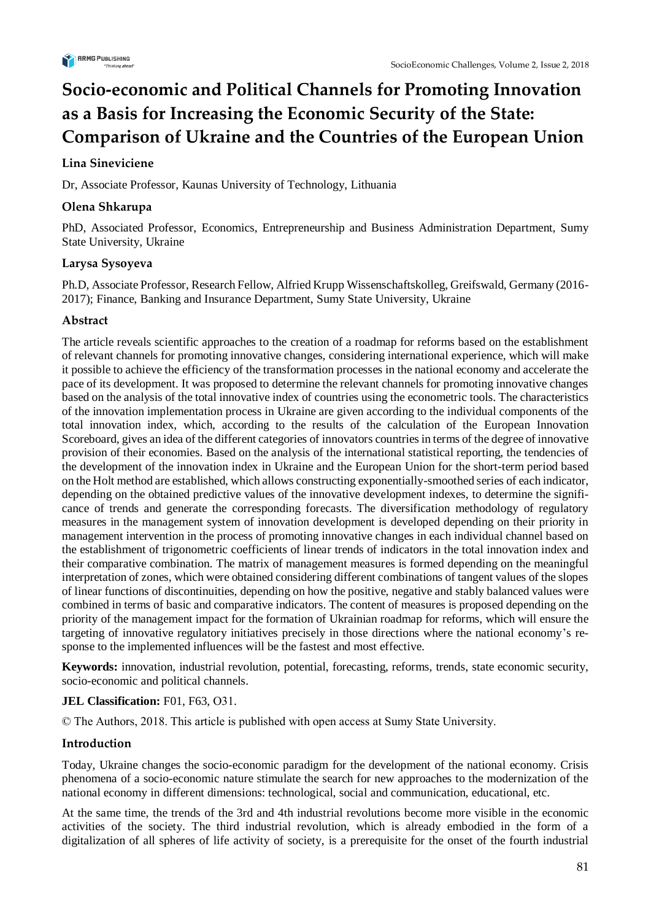# Socio-economic and Political Channels for Promoting Innovation as a Basis for Increasing the Economic Security of the State: Comparison of Ukraine and the Countries of the European Union

**Lina Sineviciene**

Dr, Associate Professor, Kaunas University of Technology, Lithuania

**Olena Shkarupa**

PhD, Associated Professor, Economics, Entrepreneurship and Business Administration Department, Sumy State University, Ukraine

**Larysa Sysoyeva**

Ph.D, Associate Professor, Research Fellow, Alfried Krupp Wissenschaftskolleg, Greifswald, Germany (2016-2017); Finance, Banking and Insurance Department, Sumy State University, Ukraine

## Abstract

The article reveals scientific approaches to the creation of a roadmap for reforms based on the establishment of relevant channels for promoting innovative changes, considering international experience, which will make it possible to achieve the efficiency of the transformation processes in the national economy and accelerate the pace of its development. It was proposed to determine the relevant channels for promoting innovative changes based on the analysis of the total innovative index of countries using the econometric tools. The characteristics of the innovation implementation process in Ukraine are given according to the individual components of the total innovation index, which, according to the results of the calculation of the European Innovation Scoreboard, gives an idea of the different categories of innovators countries in terms of the degree of innovative provision of their economies. Based on the analysis of the international statistical reporting, the tendencies of the development of the innovation index in Ukraine and the European Union for the short-term period based on the Holt method are established, which allows constructing exponentially-smoothed series of each indicator, depending on the obtained predictive values of the innovative development indexes, to determine the significance of trends and generate the corresponding forecasts. The diversification methodology of regulatory measures in the management system of innovation development is developed depending on their priority in management intervention in the process of promoting innovative changes in each individual channel based on the establishment of trigonometric coefficients of linear trends of indicators in the total innovation index and their comparative combination. The matrix of management measures is formed depending on the meaningful interpretation of zones, which were obtained considering different combinations of tangent values of the slopes of linear functions of discontinuities, depending on how the positive, negative and stably balanced values were combined in terms of basic and comparative indicators. The content of measures is proposed depending on the priority of the management impact for the formation of Ukrainian roadmap for reforms, which will ensure the targeting of innovative regulatory initiatives precisely in those directions where the national economy's response to the implemented influences will be the fastest and most effective.

**Keywords:** innovation, industrial revolution, potential, forecasting, reforms, trends, state economic security, socio-economic and political channels.

**JEL Classification:** F01, F63, O31.

© The Authors, 2018. This article is published with open access at Sumy State University.

## Introduction

Today, Ukraine changes the socio-economic paradigm for the development of the national economy. Crisis phenomena of a socio-economic nature stimulate the search for new approaches to the modernization of the national economy in different dimensions: technological, social and communication, educational, etc.

At the same time, the trends of the 3rd and 4th industrial revolutions become more visible in the economic activities of the society. The third industrial revolution, which is already embodied in the form of a digitalization of all spheres of life activity of society, is a prerequisite for the onset of the fourth industrial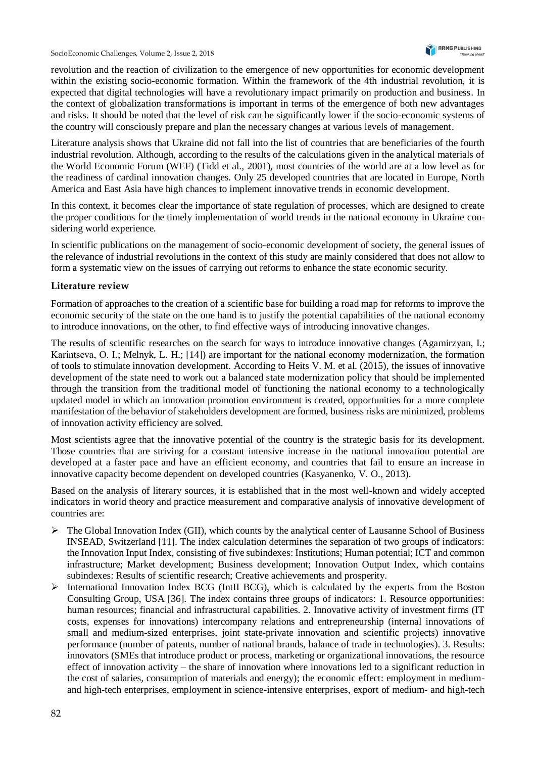revolution and the reaction of civilization to the emergence of new opportunities for economic development within the existing socio-economic formation. Within the framework of the 4th industrial revolution, it is expected that digital technologies will have a revolutionary impact primarily on production and business. In the context of globalization transformations is important in terms of the emergence of both new advantages and risks. It should be noted that the level of risk can be significantly lower if the socio-economic systems of the country will consciously prepare and plan the necessary changes at various levels of management.

Literature analysis shows that Ukraine did not fall into the list of countries that are beneficiaries of the fourth industrial revolution. Although, according to the results of the calculations given in the analytical materials of the World Economic Forum (WEF) (Tidd et al., 2001), most countries of the world are at a low level as for the readiness of cardinal innovation changes. Only 25 developed countries that are located in Europe, North America and East Asia have high chances to implement innovative trends in economic development.

In this context, it becomes clear the importance of state regulation of processes, which are designed to create the proper conditions for the timely implementation of world trends in the national economy in Ukraine considering world experience.

In scientific publications on the management of socio-economic development of society, the general issues of the relevance of industrial revolutions in the context of this study are mainly considered that does not allow to form a systematic view on the issues of carrying out reforms to enhance the state economic security.

## Literature review

Formation of approaches to the creation of a scientific base for building a road map for reforms to improve the economic security of the state on the one hand is to justify the potential capabilities of the national economy to introduce innovations, on the other, to find effective ways of introducing innovative changes.

The results of scientific researches on the search for ways to introduce innovative changes (Agamirzyan, I.; Karintseva, O. I.; Melnyk, L. H.; [14]) are important for the national economy modernization, the formation of tools to stimulate innovation development. According to Heits V. M. et al. (2015), the issues of innovative development of the state need to work out a balanced state modernization policy that should be implemented through the transition from the traditional model of functioning the national economy to a technologically updated model in which an innovation promotion environment is created, opportunities for a more complete manifestation of the behavior of stakeholders development are formed, business risks are minimized, problems of innovation activity efficiency are solved.

Most scientists agree that the innovative potential of the country is the strategic basis for its development. Those countries that are striving for a constant intensive increase in the national innovation potential are developed at a faster pace and have an efficient economy, and countries that fail to ensure an increase in innovative capacity become dependent on developed countries (Kasyanenko, V. O., 2013).

Based on the analysis of literary sources, it is established that in the most well-known and widely accepted indicators in world theory and practice measurement and comparative analysis of innovative development of countries are:

- The Global Innovation Index (GII), which counts by the analytical center of Lausanne School of Business INSEAD, Switzerland [11]. The index calculation determines the separation of two groups of indicators: the Innovation Input Index, consisting of five subindexes: Institutions; Human potential; ICT and common infrastructure; Market development; Business development; Innovation Output Index, which contains subindexes: Results of scientific research; Creative achievements and prosperity.
- International Innovation Index BCG (IntII BCG), which is calculated by the experts from the Boston Consulting Group, USA [36]. The index contains three groups of indicators: 1. Resource opportunities: human resources; financial and infrastructural capabilities. 2. Innovative activity of investment firms (IT costs, expenses for innovations) intercompany relations and entrepreneurship (internal innovations of small and medium-sized enterprises, joint state-private innovation and scientific projects) innovative performance (number of patents, number of national brands, balance of trade in technologies). 3. Results: innovators (SMEs that introduce product or process, marketing or organizational innovations, the resource effect of innovation activity – the share of innovation where innovations led to a significant reduction in the cost of salaries, consumption of materials and energy); the economic effect: employment in medium- and high-tech enterprises, employment in science-intensive enterprises, export of medium- and high-tech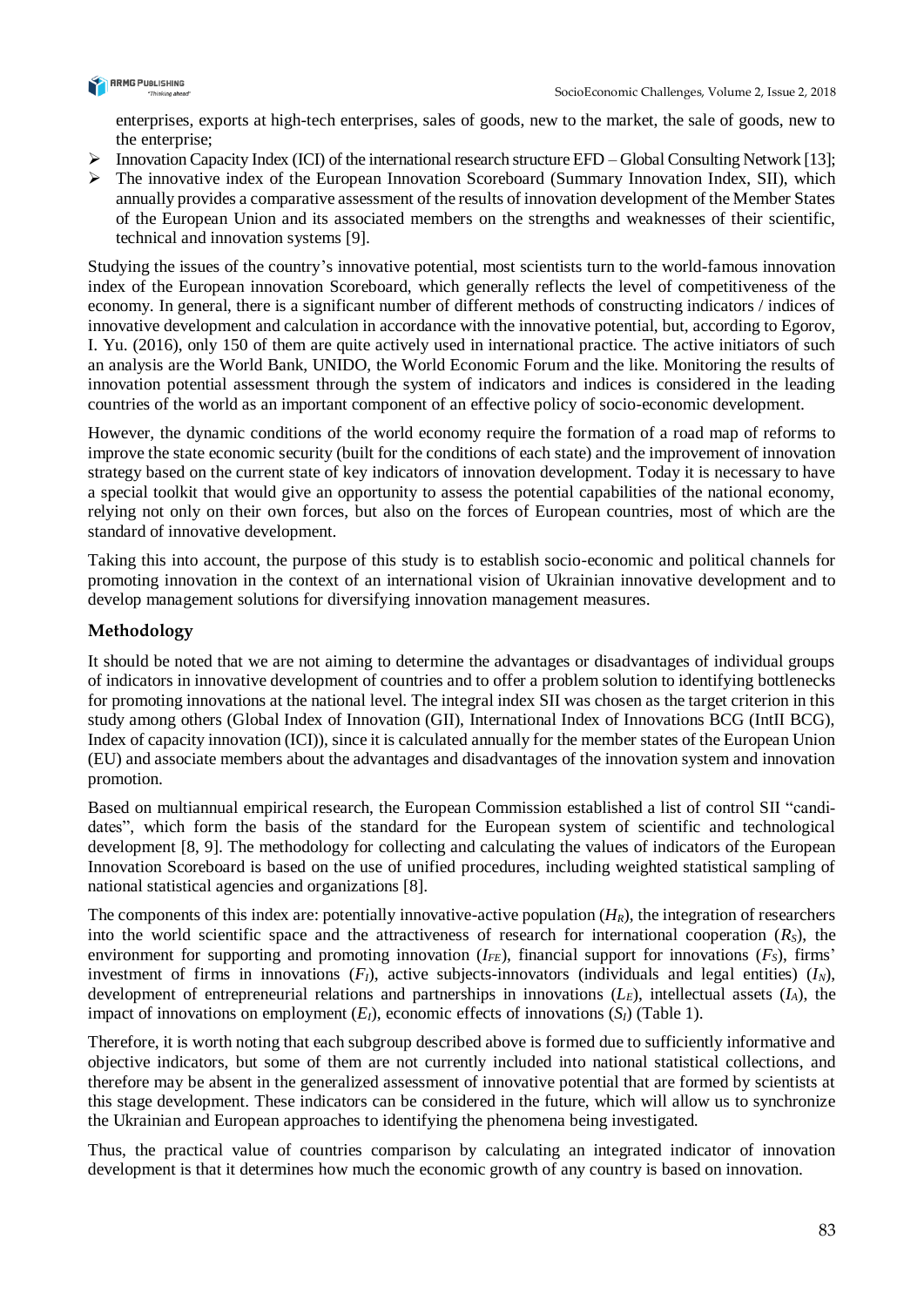enterprises, exports at high-tech enterprises, sales of goods, new to the market, the sale of goods, new to the enterprise;

- Innovation Capacity Index (ICI) of the international research structure EFD – Global Consulting Network [13];
- The innovative index of the European Innovation Scoreboard (Summary Innovation Index, SII), which annually provides a comparative assessment of the results of innovation development of the Member States of the European Union and its associated members on the strengths and weaknesses of their scientific, technical and innovation systems [9].

Studying the issues of the country's innovative potential, most scientists turn to the world-famous innovation index of the European innovation Scoreboard, which generally reflects the level of competitiveness of the economy. In general, there is a significant number of different methods of constructing indicators / indices of innovative development and calculation in accordance with the innovative potential, but, according to Egorov, I. Yu. (2016), only 150 of them are quite actively used in international practice. The active initiators of such an analysis are the World Bank, UNIDO, the World Economic Forum and the like. Monitoring the results of innovation potential assessment through the system of indicators and indices is considered in the leading countries of the world as an important component of an effective policy of socio-economic development.

However, the dynamic conditions of the world economy require the formation of a road map of reforms to improve the state economic security (built for the conditions of each state) and the improvement of innovation strategy based on the current state of key indicators of innovation development. Today it is necessary to have a special toolkit that would give an opportunity to assess the potential capabilities of the national economy, relying not only on their own forces, but also on the forces of European countries, most of which are the standard of innovative development.

Taking this into account, the purpose of this study is to establish socio-economic and political channels for promoting innovation in the context of an international vision of Ukrainian innovative development and to develop management solutions for diversifying innovation management measures.

## Methodology

It should be noted that we are not aiming to determine the advantages or disadvantages of individual groups of indicators in innovative development of countries and to offer a problem solution to identifying bottlenecks for promoting innovations at the national level. The integral index SII was chosen as the target criterion in this study among others (Global Index of Innovation (GII), International Index of Innovations BCG (IntII BCG), Index of capacity innovation (ICI)), since it is calculated annually for the member states of the European Union (EU) and associate members about the advantages and disadvantages of the innovation system and innovation promotion.

Based on multiannual empirical research, the European Commission established a list of control SII "candidates", which form the basis of the standard for the European system of scientific and technological development [8, 9]. The methodology for collecting and calculating the values of indicators of the European Innovation Scoreboard is based on the use of unified procedures, including weighted statistical sampling of national statistical agencies and organizations [8].

The components of this index are: potentially innovative-active population ($H_R$), the integration of researchers into the world scientific space and the attractiveness of research for international cooperation ($R_S$), the environment for supporting and promoting innovation ($I_{FE}$), financial support for innovations ($F_S$), firms' investment of firms in innovations ($F_I$), active subjects-innovators (individuals and legal entities) ($I_N$), development of entrepreneurial relations and partnerships in innovations ($L_E$), intellectual assets ($I_A$), the impact of innovations on employment ($E_I$), economic effects of innovations ($S_I$) (Table 1).

Therefore, it is worth noting that each subgroup described above is formed due to sufficiently informative and objective indicators, but some of them are not currently included into national statistical collections, and therefore may be absent in the generalized assessment of innovative potential that are formed by scientists at this stage development. These indicators can be considered in the future, which will allow us to synchronize the Ukrainian and European approaches to identifying the phenomena being investigated.

Thus, the practical value of countries comparison by calculating an integrated indicator of innovation development is that it determines how much the economic growth of any country is based on innovation.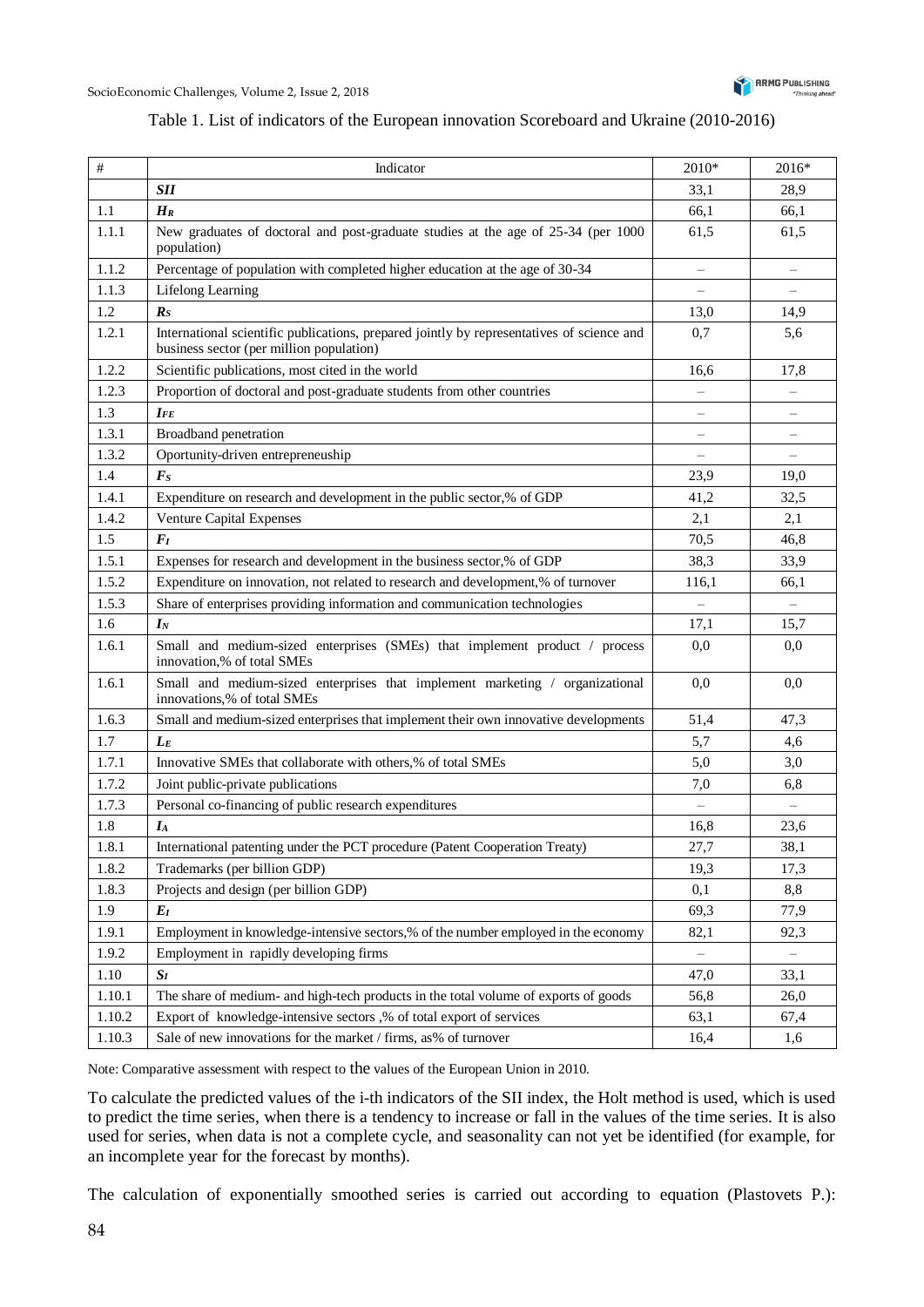Table 1. List of indicators of the European innovation Scoreboard and Ukraine (2010-2016)

| # | Indicator | 2010* | 2016* |
|---|---|---|---|
| | ***SII*** | 33,1 | 28,9 |
| 1.1 | ***$H_R$*** | 66,1 | 66,1 |
| 1.1.1 | New graduates of doctoral and post-graduate studies at the age of 25-34 (per 1000 population) | 61,5 | 61,5 |
| 1.1.2 | Percentage of population with completed higher education at the age of 30-34 | – | – |
| 1.1.3 | Lifelong Learning | – | – |
| 1.2 | ***$R_S$*** | 13,0 | 14,9 |
| 1.2.1 | International scientific publications, prepared jointly by representatives of science and business sector (per million population) | 0,7 | 5,6 |
| 1.2.2 | Scientific publications, most cited in the world | 16,6 | 17,8 |
| 1.2.3 | Proportion of doctoral and post-graduate students from other countries | – | – |
| 1.3 | ***$I_{FE}$*** | – | – |
| 1.3.1 | Broadband penetration | – | – |
| 1.3.2 | Oportunity-driven entrepreneuship | – | – |
| 1.4 | ***$F_S$*** | 23,9 | 19,0 |
| 1.4.1 | Expenditure on research and development in the public sector,% of GDP | 41,2 | 32,5 |
| 1.4.2 | Venture Capital Expenses | 2,1 | 2,1 |
| 1.5 | ***$F_I$*** | 70,5 | 46,8 |
| 1.5.1 | Expenses for research and development in the business sector,% of GDP | 38,3 | 33,9 |
| 1.5.2 | Expenditure on innovation, not related to research and development,% of turnover | 116,1 | 66,1 |
| 1.5.3 | Share of enterprises providing information and communication technologies | – | – |
| 1.6 | ***$I_N$*** | 17,1 | 15,7 |
| 1.6.1 | Small and medium-sized enterprises (SMEs) that implement product / process innovation,% of total SMEs | 0,0 | 0,0 |
| 1.6.1 | Small and medium-sized enterprises that implement marketing / organizational innovations,% of total SMEs | 0,0 | 0,0 |
| 1.6.3 | Small and medium-sized enterprises that implement their own innovative developments | 51,4 | 47,3 |
| 1.7 | ***$L_E$*** | 5,7 | 4,6 |
| 1.7.1 | Innovative SMEs that collaborate with others,% of total SMEs | 5,0 | 3,0 |
| 1.7.2 | Joint public-private publications | 7,0 | 6,8 |
| 1.7.3 | Personal co-financing of public research expenditures | – | – |
| 1.8 | ***$I_A$*** | 16,8 | 23,6 |
| 1.8.1 | International patenting under the PCT procedure (Patent Cooperation Treaty) | 27,7 | 38,1 |
| 1.8.2 | Trademarks (per billion GDP) | 19,3 | 17,3 |
| 1.8.3 | Projects and design (per billion GDP) | 0,1 | 8,8 |
| 1.9 | ***$E_I$*** | 69,3 | 77,9 |
| 1.9.1 | Employment in knowledge-intensive sectors,% of the number employed in the economy | 82,1 | 92,3 |
| 1.9.2 | Employment in rapidly developing firms | – | – |
| 1.10 | ***$S_I$*** | 47,0 | 33,1 |
| 1.10.1 | The share of medium- and high-tech products in the total volume of exports of goods | 56,8 | 26,0 |
| 1.10.2 | Export of knowledge-intensive sectors ,% of total export of services | 63,1 | 67,4 |
| 1.10.3 | Sale of new innovations for the market / firms, as% of turnover | 16,4 | 1,6 |

Note: Comparative assessment with respect to the values of the European Union in 2010.

To calculate the predicted values of the i-th indicators of the SII index, the Holt method is used, which is used to predict the time series, when there is a tendency to increase or fall in the values of the time series. It is also used for series, when data is not a complete cycle, and seasonality can not yet be identified (for example, for an incomplete year for the forecast by months).

The calculation of exponentially smoothed series is carried out according to equation (Plastovets P.):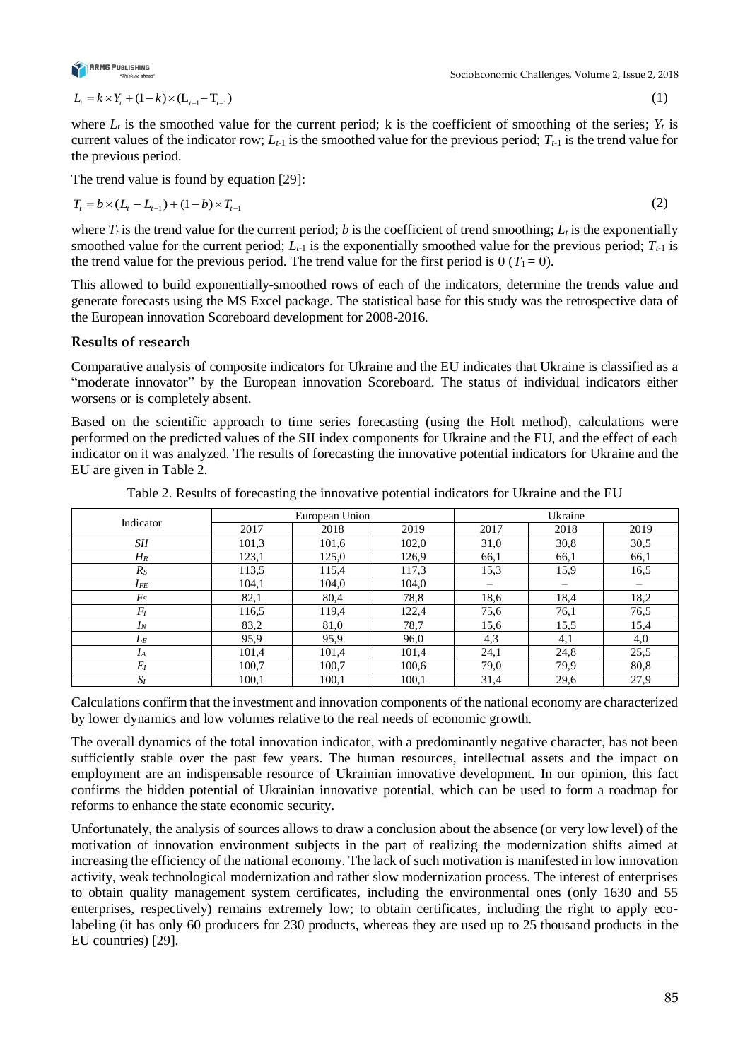$$L_t = k \times Y_t + (1-k) \times (L_{t-1} - T_{t-1}) \tag{1}$$

where $L_t$ is the smoothed value for the current period; k is the coefficient of smoothing of the series; $Y_t$ is current values of the indicator row; $L_{t-1}$ is the smoothed value for the previous period; $T_{t-1}$ is the trend value for the previous period.

The trend value is found by equation [29]:

$$T_t = b \times (L_t - L_{t-1}) + (1-b) \times T_{t-1} \tag{2}$$

where $T_t$ is the trend value for the current period; *b* is the coefficient of trend smoothing; $L_t$ is the exponentially smoothed value for the current period; $L_{t-1}$ is the exponentially smoothed value for the previous period; $T_{t-1}$ is the trend value for the previous period. The trend value for the first period is 0 ($T_1 = 0$).

This allowed to build exponentially-smoothed rows of each of the indicators, determine the trends value and generate forecasts using the MS Excel package. The statistical base for this study was the retrospective data of the European innovation Scoreboard development for 2008-2016.

## Results of research

Comparative analysis of composite indicators for Ukraine and the EU indicates that Ukraine is classified as a "moderate innovator" by the European innovation Scoreboard. The status of individual indicators either worsens or is completely absent.

Based on the scientific approach to time series forecasting (using the Holt method), calculations were performed on the predicted values of the SII index components for Ukraine and the EU, and the effect of each indicator on it was analyzed. The results of forecasting the innovative potential indicators for Ukraine and the EU are given in Table 2.

Table 2. Results of forecasting the innovative potential indicators for Ukraine and the EU

| Indicator | European Union | | | Ukraine | | |
|---|---|---|---|---|---|---|
| | 2017 | 2018 | 2019 | 2017 | 2018 | 2019 |
| *SII* | 101,3 | 101,6 | 102,0 | 31,0 | 30,8 | 30,5 |
| $H_R$ | 123,1 | 125,0 | 126,9 | 66,1 | 66,1 | 66,1 |
| $R_S$ | 113,5 | 115,4 | 117,3 | 15,3 | 15,9 | 16,5 |
| $I_{FE}$ | 104,1 | 104,0 | 104,0 | – | – | – |
| $F_S$ | 82,1 | 80,4 | 78,8 | 18,6 | 18,4 | 18,2 |
| $F_I$ | 116,5 | 119,4 | 122,4 | 75,6 | 76,1 | 76,5 |
| $I_N$ | 83,2 | 81,0 | 78,7 | 15,6 | 15,5 | 15,4 |
| $L_E$ | 95,9 | 95,9 | 96,0 | 4,3 | 4,1 | 4,0 |
| $I_A$ | 101,4 | 101,4 | 101,4 | 24,1 | 24,8 | 25,5 |
| $E_I$ | 100,7 | 100,7 | 100,6 | 79,0 | 79,9 | 80,8 |
| $S_I$ | 100,1 | 100,1 | 100,1 | 31,4 | 29,6 | 27,9 |

Calculations confirm that the investment and innovation components of the national economy are characterized by lower dynamics and low volumes relative to the real needs of economic growth.

The overall dynamics of the total innovation indicator, with a predominantly negative character, has not been sufficiently stable over the past few years. The human resources, intellectual assets and the impact on employment are an indispensable resource of Ukrainian innovative development. In our opinion, this fact confirms the hidden potential of Ukrainian innovative potential, which can be used to form a roadmap for reforms to enhance the state economic security.

Unfortunately, the analysis of sources allows to draw a conclusion about the absence (or very low level) of the motivation of innovation environment subjects in the part of realizing the modernization shifts aimed at increasing the efficiency of the national economy. The lack of such motivation is manifested in low innovation activity, weak technological modernization and rather slow modernization process. The interest of enterprises to obtain quality management system certificates, including the environmental ones (only 1630 and 55 enterprises, respectively) remains extremely low; to obtain certificates, including the right to apply eco-labeling (it has only 60 producers for 230 products, whereas they are used up to 25 thousand products in the EU countries) [29].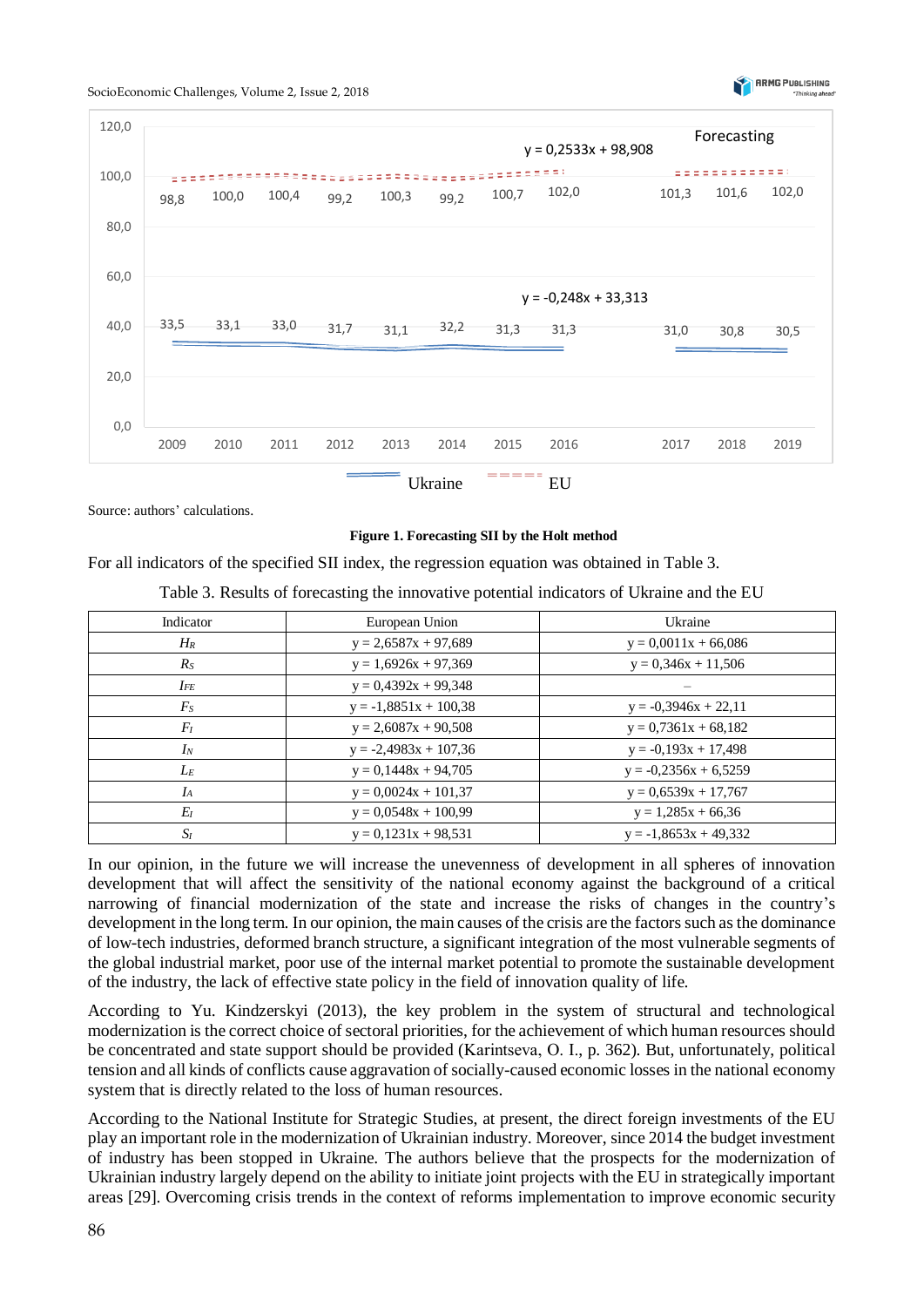Source: authors' calculations.

**Figure 1. Forecasting SII by the Holt method**

For all indicators of the specified SII index, the regression equation was obtained in Table 3.

Table 3. Results of forecasting the innovative potential indicators of Ukraine and the EU

| Indicator | European Union | Ukraine |
|---|---|---|
| $H_R$ | y = 2,6587x + 97,689 | y = 0,0011x + 66,086 |
| $R_S$ | y = 1,6926x + 97,369 | y = 0,346x + 11,506 |
| $I_{FE}$ | y = 0,4392x + 99,348 | – |
| $F_S$ | y = -1,8851x + 100,38 | y = -0,3946x + 22,11 |
| $F_I$ | y = 2,6087x + 90,508 | y = 0,7361x + 68,182 |
| $I_N$ | y = -2,4983x + 107,36 | y = -0,193x + 17,498 |
| $L_E$ | y = 0,1448x + 94,705 | y = -0,2356x + 6,5259 |
| $I_A$ | y = 0,0024x + 101,37 | y = 0,6539x + 17,767 |
| $E_I$ | y = 0,0548x + 100,99 | y = 1,285x + 66,36 |
| $S_I$ | y = 0,1231x + 98,531 | y = -1,8653x + 49,332 |

In our opinion, in the future we will increase the unevenness of development in all spheres of innovation development that will affect the sensitivity of the national economy against the background of a critical narrowing of financial modernization of the state and increase the risks of changes in the country's development in the long term. In our opinion, the main causes of the crisis are the factors such as the dominance of low-tech industries, deformed branch structure, a significant integration of the most vulnerable segments of the global industrial market, poor use of the internal market potential to promote the sustainable development of the industry, the lack of effective state policy in the field of innovation quality of life.

According to Yu. Kindzerskyi (2013), the key problem in the system of structural and technological modernization is the correct choice of sectoral priorities, for the achievement of which human resources should be concentrated and state support should be provided (Karintseva, O. I., p. 362). But, unfortunately, political tension and all kinds of conflicts cause aggravation of socially-caused economic losses in the national economy system that is directly related to the loss of human resources.

According to the National Institute for Strategic Studies, at present, the direct foreign investments of the EU play an important role in the modernization of Ukrainian industry. Moreover, since 2014 the budget investment of industry has been stopped in Ukraine. The authors believe that the prospects for the modernization of Ukrainian industry largely depend on the ability to initiate joint projects with the EU in strategically important areas [29]. Overcoming crisis trends in the context of reforms implementation to improve economic security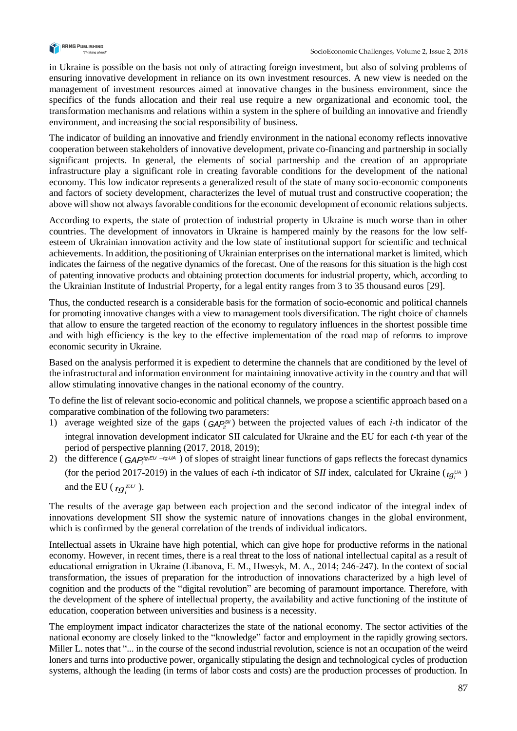in Ukraine is possible on the basis not only of attracting foreign investment, but also of solving problems of ensuring innovative development in reliance on its own investment resources. A new view is needed on the management of investment resources aimed at innovative changes in the business environment, since the specifics of the funds allocation and their real use require a new organizational and economic tool, the transformation mechanisms and relations within a system in the sphere of building an innovative and friendly environment, and increasing the social responsibility of business.

The indicator of building an innovative and friendly environment in the national economy reflects innovative cooperation between stakeholders of innovative development, private co-financing and partnership in socially significant projects. In general, the elements of social partnership and the creation of an appropriate infrastructure play a significant role in creating favorable conditions for the development of the national economy. This low indicator represents a generalized result of the state of many socio-economic components and factors of society development, characterizes the level of mutual trust and constructive cooperation; the above will show not always favorable conditions for the economic development of economic relations subjects.

According to experts, the state of protection of industrial property in Ukraine is much worse than in other countries. The development of innovators in Ukraine is hampered mainly by the reasons for the low self-esteem of Ukrainian innovation activity and the low state of institutional support for scientific and technical achievements. In addition, the positioning of Ukrainian enterprises on the international market is limited, which indicates the fairness of the negative dynamics of the forecast. One of the reasons for this situation is the high cost of patenting innovative products and obtaining protection documents for industrial property, which, according to the Ukrainian Institute of Industrial Property, for a legal entity ranges from 3 to 35 thousand euros [29].

Thus, the conducted research is a considerable basis for the formation of socio-economic and political channels for promoting innovative changes with a view to management tools diversification. The right choice of channels that allow to ensure the targeted reaction of the economy to regulatory influences in the shortest possible time and with high efficiency is the key to the effective implementation of the road map of reforms to improve economic security in Ukraine.

Based on the analysis performed it is expedient to determine the channels that are conditioned by the level of the infrastructural and information environment for maintaining innovative activity in the country and that will allow stimulating innovative changes in the national economy of the country.

To define the list of relevant socio-economic and political channels, we propose a scientific approach based on a comparative combination of the following two parameters:

1) average weighted size of the gaps ($GAP_{it}^{SII}$) between the projected values of each *i*-th indicator of the integral innovation development indicator SII calculated for Ukraine and the EU for each *t*-th year of the period of perspective planning (2017, 2018, 2019);
2) the difference ($GAP_i^{tg_iEU - tg_iUA}$) of slopes of straight linear functions of gaps reflects the forecast dynamics (for the period 2017-2019) in the values of each *i*-th indicator of S*II* index, calculated for Ukraine ($tg_i^{UA}$) and the EU ($tg_i^{EU}$).

The results of the average gap between each projection and the second indicator of the integral index of innovations development SII show the systemic nature of innovations changes in the global environment, which is confirmed by the general correlation of the trends of individual indicators.

Intellectual assets in Ukraine have high potential, which can give hope for productive reforms in the national economy. However, in recent times, there is a real threat to the loss of national intellectual capital as a result of educational emigration in Ukraine (Libanova, E. M., Hwesyk, M. A., 2014; 246-247). In the context of social transformation, the issues of preparation for the introduction of innovations characterized by a high level of cognition and the products of the "digital revolution" are becoming of paramount importance. Therefore, with the development of the sphere of intellectual property, the availability and active functioning of the institute of education, cooperation between universities and business is a necessity.

The employment impact indicator characterizes the state of the national economy. The sector activities of the national economy are closely linked to the "knowledge" factor and employment in the rapidly growing sectors. Miller L. notes that "... in the course of the second industrial revolution, science is not an occupation of the weird loners and turns into productive power, organically stipulating the design and technological cycles of production systems, although the leading (in terms of labor costs and costs) are the production processes of production. In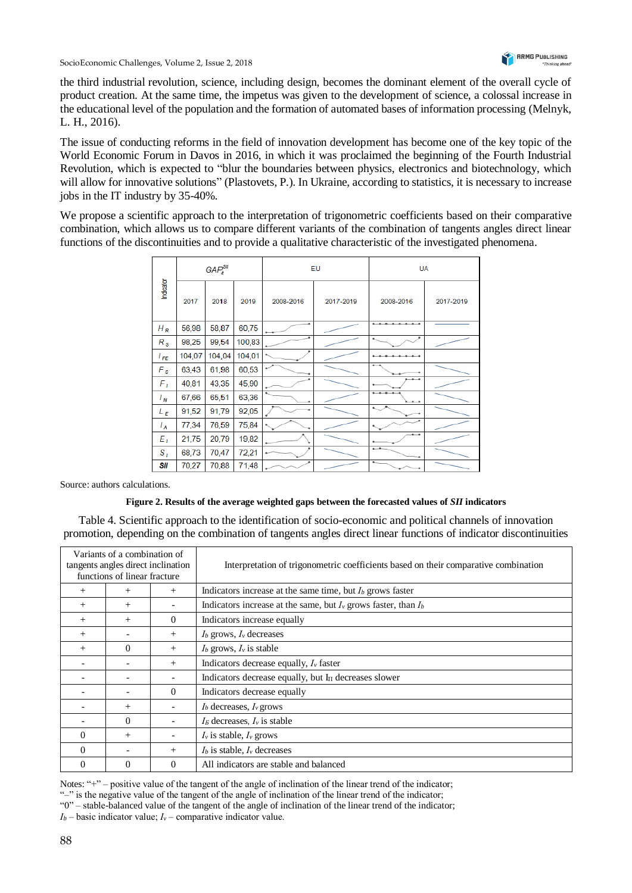the third industrial revolution, science, including design, becomes the dominant element of the overall cycle of product creation. At the same time, the impetus was given to the development of science, a colossal increase in the educational level of the population and the formation of automated bases of information processing (Melnyk, L. H., 2016).

The issue of conducting reforms in the field of innovation development has become one of the key topic of the World Economic Forum in Davos in 2016, in which it was proclaimed the beginning of the Fourth Industrial Revolution, which is expected to "blur the boundaries between physics, electronics and biotechnology, which will allow for innovative solutions" (Plastovets, P.). In Ukraine, according to statistics, it is necessary to increase jobs in the IT industry by 35-40%.

We propose a scientific approach to the interpretation of trigonometric coefficients based on their comparative combination, which allows us to compare different variants of the combination of tangents angles direct linear functions of the discontinuities and to provide a qualitative characteristic of the investigated phenomena.

| Indicator | $GAP_{it}^{SII}$ | | | EU | | UA | |
|---|---|---|---|---|---|---|---|
| | 2017 | 2018 | 2019 | 2008-2016 | 2017-2019 | 2008-2016 | 2017-2019 |
| $H_R$ | 56,98 | 58,87 | 60,75 | | | | |
| $R_S$ | 98,25 | 99,54 | 100,83 | | | | |
| $I_{FE}$ | 104,07 | 104,04 | 104,01 | | | | |
| $F_S$ | 63,43 | 61,98 | 60,53 | | | | |
| $F_I$ | 40,81 | 43,35 | 45,90 | | | | |
| $I_N$ | 67,66 | 65,51 | 63,36 | | | | |
| $L_E$ | 91,52 | 91,79 | 92,05 | | | | |
| $I_A$ | 77,34 | 76,59 | 75,84 | | | | |
| $E_I$ | 21,75 | 20,79 | 19,82 | | | | |
| $S_I$ | 68,73 | 70,47 | 72,21 | | | | |
| **SII** | 70,27 | 70,88 | 71,48 | | | | |

Source: authors calculations.

**Figure 2. Results of the average weighted gaps between the forecasted values of *SII* indicators**

Table 4. Scientific approach to the identification of socio-economic and political channels of innovation promotion, depending on the combination of tangents angles direct linear functions of indicator discontinuities

| Variants of a combination of tangents angles direct inclination functions of linear fracture | | | Interpretation of trigonometric coefficients based on their comparative combination |
|---|---|---|---|
| + | + | + | Indicators increase at the same time, but $I_b$ grows faster |
| + | + | - | Indicators increase at the same, but $I_v$ grows faster, than $I_b$ |
| + | + | 0 | Indicators increase equally |
| + | - | + | $I_b$ grows, $I_v$ decreases |
| + | 0 | + | $I_b$ grows, $I_v$ is stable |
| - | - | + | Indicators decrease equally, $I_v$ faster |
| - | - | - | Indicators decrease equally, but $I_{II}$ decreases slower |
| - | - | 0 | Indicators decrease equally |
| - | + | - | $I_b$ decreases, $I_v$ grows |
| - | 0 | - | $I_Б$ decreases, $I_v$ is stable |
| 0 | + | - | $I_v$ is stable, $I_v$ grows |
| 0 | - | + | $I_b$ is stable, $I_v$ decreases |
| 0 | 0 | 0 | All indicators are stable and balanced |

Notes: "+" – positive value of the tangent of the angle of inclination of the linear trend of the indicator;
"–" is the negative value of the tangent of the angle of inclination of the linear trend of the indicator;
"0" – stable-balanced value of the tangent of the angle of inclination of the linear trend of the indicator;
$I_b$ – basic indicator value; $I_v$ – comparative indicator value.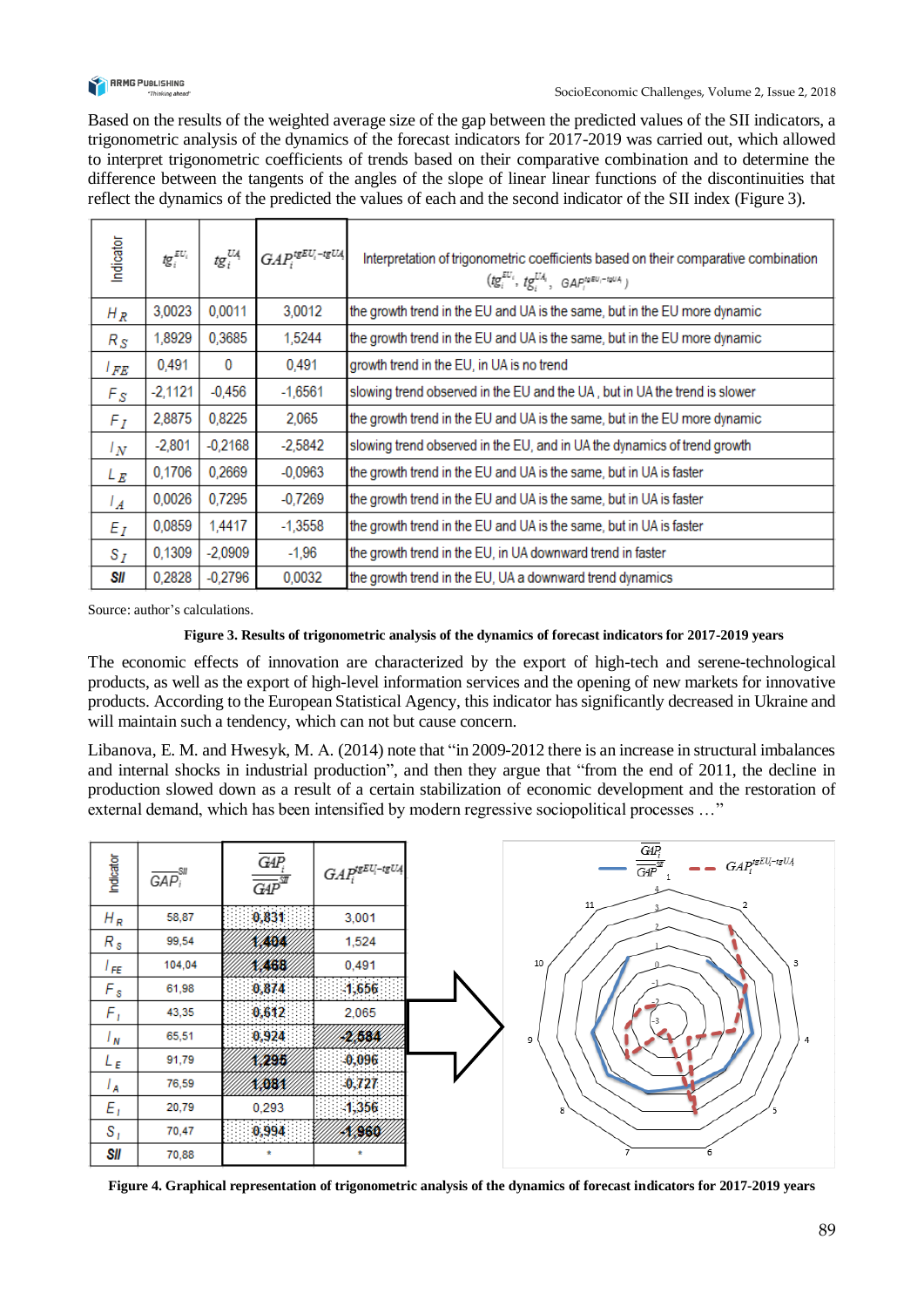Based on the results of the weighted average size of the gap between the predicted values of the SII indicators, a trigonometric analysis of the dynamics of the forecast indicators for 2017-2019 was carried out, which allowed to interpret trigonometric coefficients of trends based on their comparative combination and to determine the difference between the tangents of the angles of the slope of linear linear functions of the discontinuities that reflect the dynamics of the predicted the values of each and the second indicator of the SII index (Figure 3).

| Indicator | $tg_i^{EU_i}$ | $tg_i^{UA}$ | $GAP_i^{tgEU_i-tgUA}$ | Interpretation of trigonometric coefficients based on their comparative combination ($tg_i^{EU_i}$, $tg_i^{UA}$, $GAP_i^{tgEU_i-tgUA}$) |
|---|---|---|---|---|
| $H_R$ | 3,0023 | 0,0011 | 3,0012 | the growth trend in the EU and UA is the same, but in the EU more dynamic |
| $R_S$ | 1,8929 | 0,3685 | 1,5244 | the growth trend in the EU and UA is the same, but in the EU more dynamic |
| $I_{FE}$ | 0,491 | 0 | 0,491 | growth trend in the EU, in UA is no trend |
| $F_S$ | -2,1121 | -0,456 | -1,6561 | slowing trend observed in the EU and the UA , but in UA the trend is slower |
| $F_I$ | 2,8875 | 0,8225 | 2,065 | the growth trend in the EU and UA is the same, but in the EU more dynamic |
| $I_N$ | -2,801 | -0,2168 | -2,5842 | slowing trend observed in the EU, and in UA the dynamics of trend growth |
| $L_E$ | 0,1706 | 0,2669 | -0,0963 | the growth trend in the EU and UA is the same, but in UA is faster |
| $I_A$ | 0,0026 | 0,7295 | -0,7269 | the growth trend in the EU and UA is the same, but in UA is faster |
| $E_I$ | 0,0859 | 1,4417 | -1,3558 | the growth trend in the EU and UA is the same, but in UA is faster |
| $S_I$ | 0,1309 | -2,0909 | -1,96 | the growth trend in the EU, in UA downward trend in faster |
| **SII** | 0,2828 | -0,2796 | 0,0032 | the growth trend in the EU, UA a downward trend dynamics |

Source: author's calculations.

**Figure 3. Results of trigonometric analysis of the dynamics of forecast indicators for 2017-2019 years**

The economic effects of innovation are characterized by the export of high-tech and serene-technological products, as well as the export of high-level information services and the opening of new markets for innovative products. According to the European Statistical Agency, this indicator has significantly decreased in Ukraine and will maintain such a tendency, which can not but cause concern.

Libanova, E. M. and Hwesyk, M. A. (2014) note that "in 2009-2012 there is an increase in structural imbalances and internal shocks in industrial production", and then they argue that "from the end of 2011, the decline in production slowed down as a result of a certain stabilization of economic development and the restoration of external demand, which has been intensified by modern regressive sociopolitical processes …"

| Indicator | $\overline{GAP}_i^{SII}$ | $\frac{\overline{GAP}_i}{\overline{GAP}^{SII}}$ | $GAP_i^{tgEU_i-tgUA}$ |
|---|---|---|---|
| $H_R$ | 58,87 | 0,831 | 3,001 |
| $R_S$ | 99,54 | 1,404 | 1,524 |
| $I_{FE}$ | 104,04 | 1,468 | 0,491 |
| $F_S$ | 61,98 | 0,874 | -1,656 |
| $F_I$ | 43,35 | 0,612 | 2,065 |
| $I_N$ | 65,51 | 0,924 | -2,584 |
| $L_E$ | 91,79 | 1,295 | -0,096 |
| $I_A$ | 76,59 | 1,081 | -0,727 |
| $E_I$ | 20,79 | 0,293 | -1,356 |
| $S_I$ | 70,47 | 0,994 | -1,960 |
| **SII** | 70,88 | * | * |

**Figure 4. Graphical representation of trigonometric analysis of the dynamics of forecast indicators for 2017-2019 years**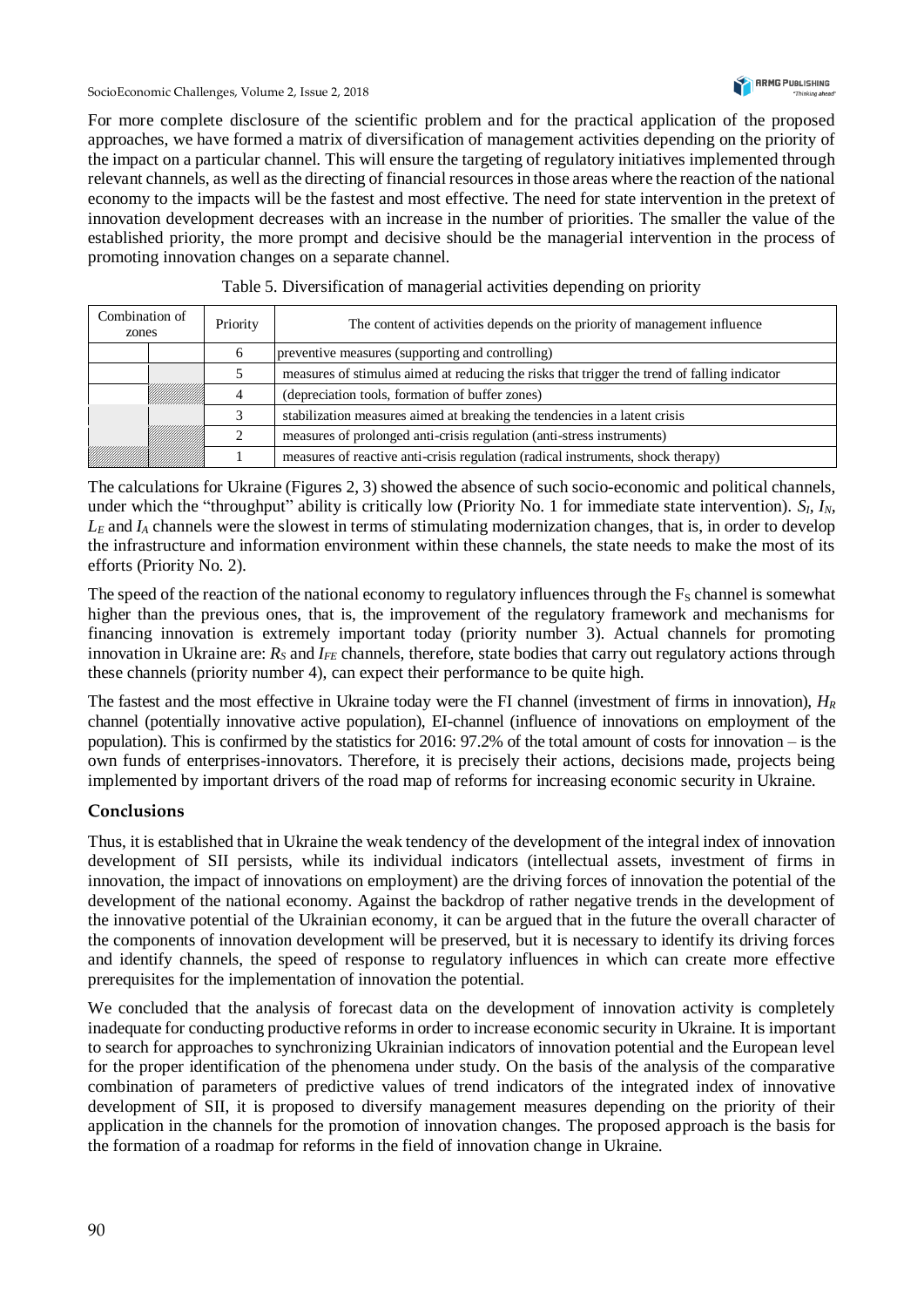For more complete disclosure of the scientific problem and for the practical application of the proposed approaches, we have formed a matrix of diversification of management activities depending on the priority of the impact on a particular channel. This will ensure the targeting of regulatory initiatives implemented through relevant channels, as well as the directing of financial resources in those areas where the reaction of the national economy to the impacts will be the fastest and most effective. The need for state intervention in the pretext of innovation development decreases with an increase in the number of priorities. The smaller the value of the established priority, the more prompt and decisive should be the managerial intervention in the process of promoting innovation changes on a separate channel.

Table 5. Diversification of managerial activities depending on priority

| Combination of zones | | Priority | The content of activities depends on the priority of management influence |
|---|---|---|---|
| | | 6 | preventive measures (supporting and controlling) |
| | | 5 | measures of stimulus aimed at reducing the risks that trigger the trend of falling indicator |
| | | 4 | (depreciation tools, formation of buffer zones) |
| | | 3 | stabilization measures aimed at breaking the tendencies in a latent crisis |
| | | 2 | measures of prolonged anti-crisis regulation (anti-stress instruments) |
| | | 1 | measures of reactive anti-crisis regulation (radical instruments, shock therapy) |

The calculations for Ukraine (Figures 2, 3) showed the absence of such socio-economic and political channels, under which the "throughput" ability is critically low (Priority No. 1 for immediate state intervention). $S_I$, $I_N$, $L_E$ and $I_A$ channels were the slowest in terms of stimulating modernization changes, that is, in order to develop the infrastructure and information environment within these channels, the state needs to make the most of its efforts (Priority No. 2).

The speed of the reaction of the national economy to regulatory influences through the $F_S$ channel is somewhat higher than the previous ones, that is, the improvement of the regulatory framework and mechanisms for financing innovation is extremely important today (priority number 3). Actual channels for promoting innovation in Ukraine are: $R_S$ and $I_{FE}$ channels, therefore, state bodies that carry out regulatory actions through these channels (priority number 4), can expect their performance to be quite high.

The fastest and the most effective in Ukraine today were the FI channel (investment of firms in innovation), $H_R$ channel (potentially innovative active population), EI-channel (influence of innovations on employment of the population). This is confirmed by the statistics for 2016: 97.2% of the total amount of costs for innovation – is the own funds of enterprises-innovators. Therefore, it is precisely their actions, decisions made, projects being implemented by important drivers of the road map of reforms for increasing economic security in Ukraine.

## Conclusions

Thus, it is established that in Ukraine the weak tendency of the development of the integral index of innovation development of SII persists, while its individual indicators (intellectual assets, investment of firms in innovation, the impact of innovations on employment) are the driving forces of innovation the potential of the development of the national economy. Against the backdrop of rather negative trends in the development of the innovative potential of the Ukrainian economy, it can be argued that in the future the overall character of the components of innovation development will be preserved, but it is necessary to identify its driving forces and identify channels, the speed of response to regulatory influences in which can create more effective prerequisites for the implementation of innovation the potential.

We concluded that the analysis of forecast data on the development of innovation activity is completely inadequate for conducting productive reforms in order to increase economic security in Ukraine. It is important to search for approaches to synchronizing Ukrainian indicators of innovation potential and the European level for the proper identification of the phenomena under study. On the basis of the analysis of the comparative combination of parameters of predictive values of trend indicators of the integrated index of innovative development of SII, it is proposed to diversify management measures depending on the priority of their application in the channels for the promotion of innovation changes. The proposed approach is the basis for the formation of a roadmap for reforms in the field of innovation change in Ukraine.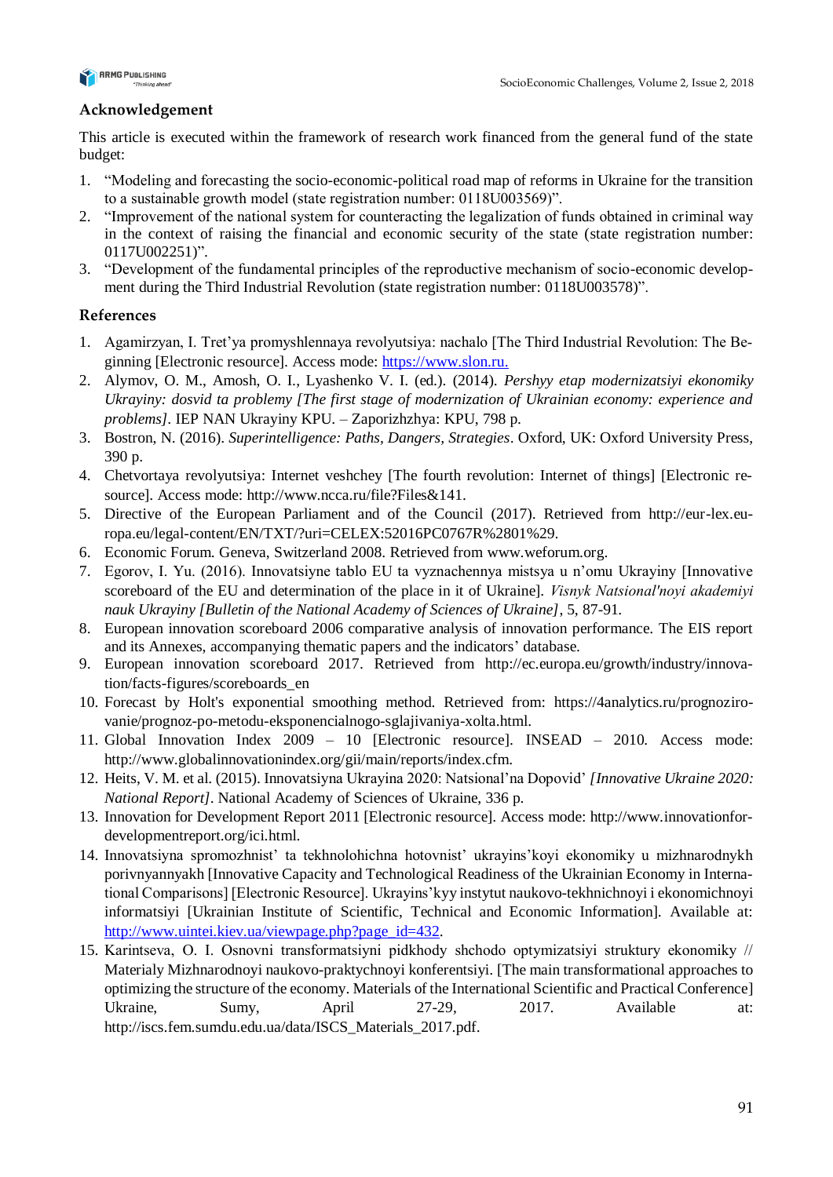## Acknowledgement

This article is executed within the framework of research work financed from the general fund of the state budget:

1. "Modeling and forecasting the socio-economic-political road map of reforms in Ukraine for the transition to a sustainable growth model (state registration number: 0118U003569)".
2. "Improvement of the national system for counteracting the legalization of funds obtained in criminal way in the context of raising the financial and economic security of the state (state registration number: 0117U002251)".
3. "Development of the fundamental principles of the reproductive mechanism of socio-economic development during the Third Industrial Revolution (state registration number: 0118U003578)".

## References

1. Agamirzyan, I. Tret'ya promyshlennaya revolyutsiya: nachalo [The Third Industrial Revolution: The Beginning [Electronic resource]. Access mode: https://www.slon.ru.
2. Alymov, O. M., Amosh, O. I., Lyashenko V. I. (ed.). (2014). *Pershyy etap modernizatsiyi ekonomiky Ukrayiny: dosvid ta problemy [The first stage of modernization of Ukrainian economy: experience and problems]*. IEP NAN Ukrayiny KPU. – Zaporizhzhya: KPU, 798 p.
3. Bostron, N. (2016). *Superintelligence: Paths, Dangers, Strategies*. Oxford, UK: Oxford University Press, 390 p.
4. Chetvortaya revolyutsiya: Internet veshchey [The fourth revolution: Internet of things] [Electronic resource]. Access mode: http://www.ncca.ru/file?Files&141.
5. Directive of the European Parliament and of the Council (2017). Retrieved from http://eur-lex.europa.eu/legal-content/EN/TXT/?uri=CELEX:52016PC0767R%2801%29.
6. Economic Forum. Geneva, Switzerland 2008. Retrieved from www.weforum.org.
7. Egorov, I. Yu. (2016). Innovatsiyne tablo EU ta vyznachennya mistsya u n'omu Ukrayiny [Innovative scoreboard of the EU and determination of the place in it of Ukraine]. *Visnyk Natsional'noyi akademiyi nauk Ukrayiny [Bulletin of the National Academy of Sciences of Ukraine]*, 5, 87-91.
8. European innovation scoreboard 2006 comparative analysis of innovation performance. The EIS report and its Annexes, accompanying thematic papers and the indicators' database.
9. European innovation scoreboard 2017. Retrieved from http://ec.europa.eu/growth/industry/innovation/facts-figures/scoreboards_en
10. Forecast by Holt's exponential smoothing method. Retrieved from: https://4analytics.ru/prognozirovanie/prognoz-po-metodu-eksponencialnogo-sglajivaniya-xolta.html.
11. Global Innovation Index 2009 – 10 [Electronic resource]. INSEAD – 2010. Access mode: http://www.globalinnovationindex.org/gii/main/reports/index.cfm.
12. Heits, V. M. et al. (2015). Innovatsiyna Ukrayina 2020: Natsional'na Dopovid' *[Innovative Ukraine 2020: National Report]*. National Academy of Sciences of Ukraine, 336 p.
13. Innovation for Development Report 2011 [Electronic resource]. Access mode: http://www.innovationfordevelopmentreport.org/ici.html.
14. Innovatsiyna spromozhnist' ta tekhnolohichna hotovnist' ukrayins'koyi ekonomiky u mizhnarodnykh porivnyannyakh [Innovative Capacity and Technological Readiness of the Ukrainian Economy in International Comparisons] [Electronic Resource]. Ukrayins'kyy instytut naukovo-tekhnichnoyi i ekonomichnoyi informatsiyi [Ukrainian Institute of Scientific, Technical and Economic Information]. Available at: http://www.uintei.kiev.ua/viewpage.php?page_id=432.
15. Karintseva, O. I. Osnovni transformatsiyni pidkhody shchodo optymizatsiyi struktury ekonomiky // Materialy Mizhnarodnoyi naukovo-praktychnoyi konferentsiyi. [The main transformational approaches to optimizing the structure of the economy. Materials of the International Scientific and Practical Conference] Ukraine, Sumy, April 27-29, 2017. Available at: http://iscs.fem.sumdu.edu.ua/data/ISCS_Materials_2017.pdf.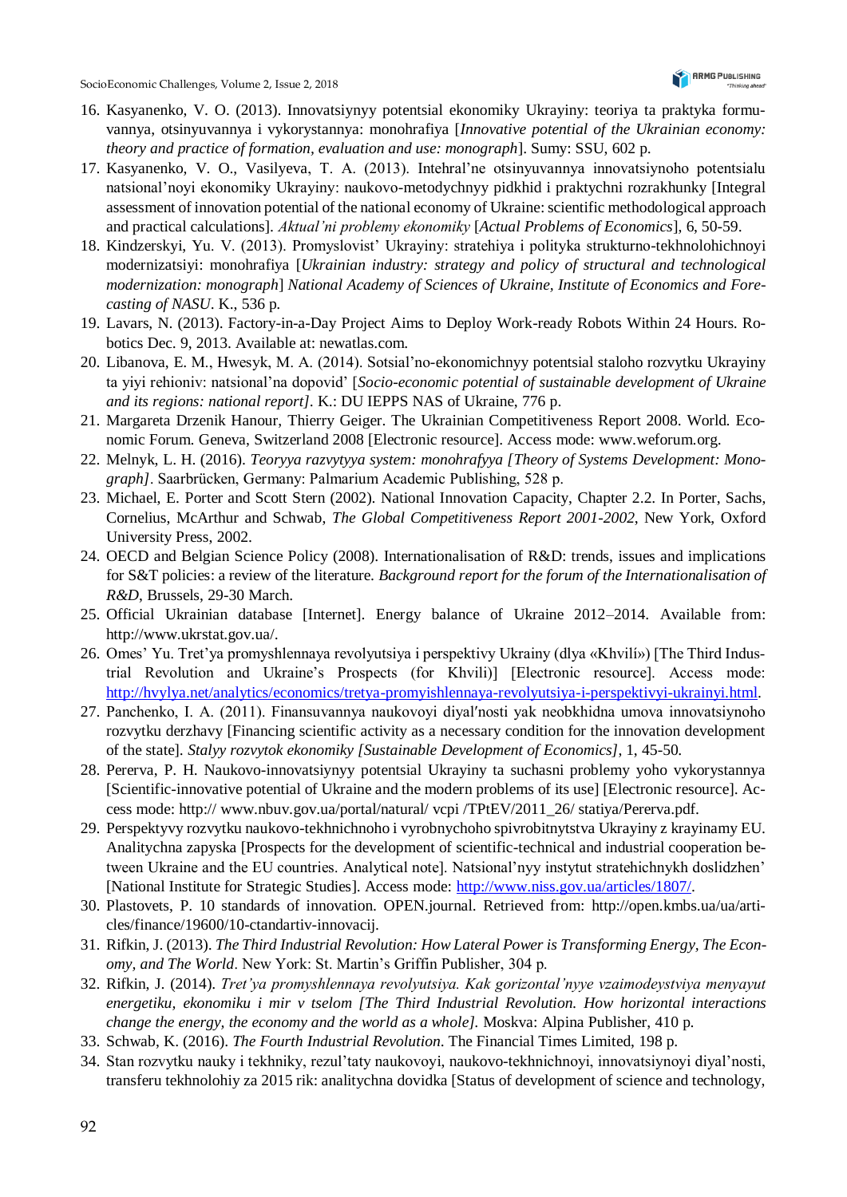16. Kasyanenko, V. O. (2013). Innovatsiynyy potentsial ekonomiky Ukrayiny: teoriya ta praktyka formuvannya, otsinyuvannya i vykorystannya: monohrafiya [*Innovative potential of the Ukrainian economy: theory and practice of formation, evaluation and use: monograph*]. Sumy: SSU, 602 p.
17. Kasyanenko, V. O., Vasilyeva, T. A. (2013). Intehral'ne otsinyuvannya innovatsiynoho potentsialu natsional'noyi ekonomiky Ukrayiny: naukovo-metodychnyy pidkhid i praktychni rozrakhunky [Integral assessment of innovation potential of the national economy of Ukraine: scientific methodological approach and practical calculations]. *Aktual'ni problemy ekonomiky* [*Actual Problems of Economics*], 6, 50-59.
18. Kindzerskyi, Yu. V. (2013). Promyslovist' Ukrayiny: stratehiya i polityka strukturno-tekhnolohichnoyi modernizatsiyi: monohrafiya [*Ukrainian industry: strategy and policy of structural and technological modernization: monograph*] *National Academy of Sciences of Ukraine, Institute of Economics and Forecasting of NASU*. K., 536 p.
19. Lavars, N. (2013). Factory-in-a-Day Project Aims to Deploy Work-ready Robots Within 24 Hours. Robotics Dec. 9, 2013. Available at: newatlas.com.
20. Libanova, E. M., Hwesyk, M. A. (2014). Sotsial'no-ekonomichnyy potentsial staloho rozvytku Ukrayiny ta yiyi rehioniv: natsional'na dopovid' [*Socio-economic potential of sustainable development of Ukraine and its regions: national report]*. K.: DU IEPPS NAS of Ukraine, 776 p.
21. Margareta Drzenik Hanour, Thierry Geiger. The Ukrainian Competitiveness Report 2008. World. Economic Forum. Geneva, Switzerland 2008 [Electronic resource]. Access mode: www.weforum.org.
22. Melnyk, L. H. (2016). *Teoryya razvytyya system: monohrafyya [Theory of Systems Development: Monograph]*. Saarbrücken, Germany: Palmarium Academic Publishing, 528 p.
23. Michael, E. Porter and Scott Stern (2002). National Innovation Capacity, Chapter 2.2. In Porter, Sachs, Cornelius, McArthur and Schwab, *The Global Competitiveness Report 2001-2002*, New York, Oxford University Press, 2002.
24. OECD and Belgian Science Policy (2008). Internationalisation of R&D: trends, issues and implications for S&T policies: a review of the literature. *Background report for the forum of the Internationalisation of R&D*, Brussels, 29-30 March.
25. Official Ukrainian database [Internet]. Energy balance of Ukraine 2012–2014. Available from: http://www.ukrstat.gov.ua/.
26. Omes' Yu. Tret'ya promyshlennaya revolyutsiya i perspektivy Ukrainy (dlya «Khvilí») [The Third Industrial Revolution and Ukraine's Prospects (for Khvili)] [Electronic resource]. Access mode: http://hvylya.net/analytics/economics/tretya-promyishlennaya-revolyutsiya-i-perspektivyi-ukrainyi.html.
27. Panchenko, I. A. (2011). Finansuvannya naukovoyi diyal'nosti yak neobkhidna umova innovatsiynoho rozvytku derzhavy [Financing scientific activity as a necessary condition for the innovation development of the state]. *Stalyy rozvytok ekonomiky [Sustainable Development of Economics]*, 1, 45-50.
28. Pererva, P. H. Naukovo-innovatsiynyy potentsial Ukrayiny ta suchasni problemy yoho vykorystannya [Scientific-innovative potential of Ukraine and the modern problems of its use] [Electronic resource]. Access mode: http:// www.nbuv.gov.ua/portal/natural/ vcpi /TPtEV/2011_26/ statiya/Pererva.pdf.
29. Perspektyvy rozvytku naukovo-tekhnichnoho i vyrobnychoho spivrobitnytstva Ukrayiny z krayinamy EU. Analitychna zapyska [Prospects for the development of scientific-technical and industrial cooperation between Ukraine and the EU countries. Analytical note]. Natsional'nyy instytut stratehichnykh doslidzhen' [National Institute for Strategic Studies]. Access mode: http://www.niss.gov.ua/articles/1807/.
30. Plastovets, P. 10 standards of innovation. OPEN.journal. Retrieved from: http://open.kmbs.ua/ua/articles/finance/19600/10-ctandartiv-innovacij.
31. Rifkin, J. (2013). *The Third Industrial Revolution: How Lateral Power is Transforming Energy, The Economy, and The World*. New York: St. Martin's Griffin Publisher, 304 p.
32. Rifkin, J. (2014). *Tret'ya promyshlennaya revolyutsiya. Kak gorizontal'nyye vzaimodeystviya menyayut energetiku, ekonomiku i mir v tselom [The Third Industrial Revolution. How horizontal interactions change the energy, the economy and the world as a whole]*. Moskva: Alpina Publisher, 410 p.
33. Schwab, K. (2016). *The Fourth Industrial Revolution*. The Financial Times Limited, 198 p.
34. Stan rozvytku nauky i tekhniky, rezul'taty naukovoyi, naukovo-tekhnichnoyi, innovatsiynoyi diyal'nosti, transferu tekhnolohiy za 2015 rik: analitychna dovidka [Status of development of science and technology,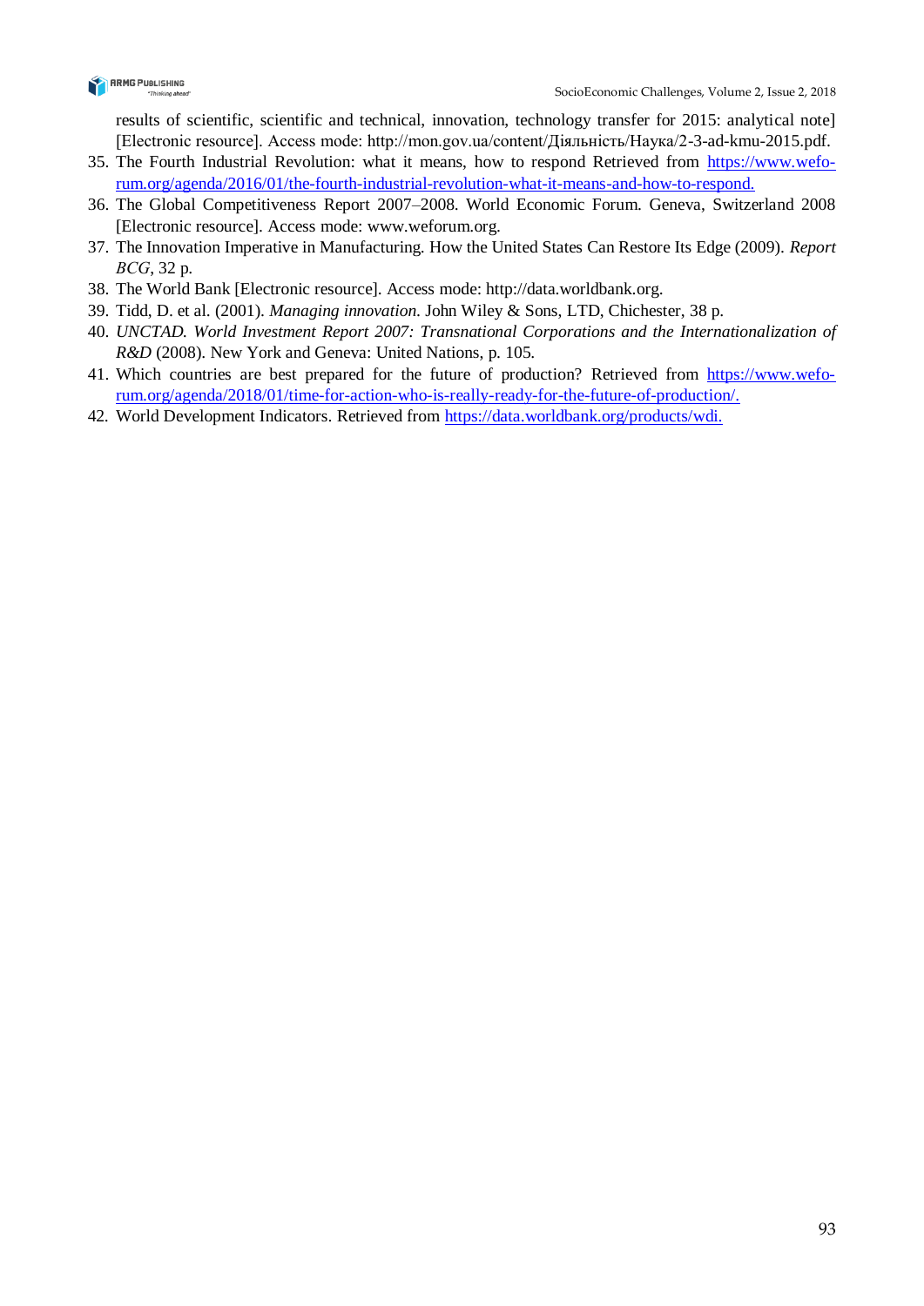results of scientific, scientific and technical, innovation, technology transfer for 2015: analytical note] [Electronic resource]. Access mode: http://mon.gov.ua/content/Діяльність/Наука/2-3-ad-kmu-2015.pdf.

35. The Fourth Industrial Revolution: what it means, how to respond Retrieved from https://www.weforum.org/agenda/2016/01/the-fourth-industrial-revolution-what-it-means-and-how-to-respond.
36. The Global Competitiveness Report 2007–2008. World Economic Forum. Geneva, Switzerland 2008 [Electronic resource]. Access mode: www.weforum.org.
37. The Innovation Imperative in Manufacturing. How the United States Can Restore Its Edge (2009). *Report BCG*, 32 p.
38. The World Bank [Electronic resource]. Access mode: http://data.worldbank.org.
39. Tidd, D. et al. (2001). *Managing innovation*. John Wiley & Sons, LTD, Chichester, 38 p.
40. *UNCTAD. World Investment Report 2007: Transnational Corporations and the Internationalization of R&D* (2008). New York and Geneva: United Nations, p. 105.
41. Which countries are best prepared for the future of production? Retrieved from https://www.weforum.org/agenda/2018/01/time-for-action-who-is-really-ready-for-the-future-of-production/.
42. World Development Indicators. Retrieved from https://data.worldbank.org/products/wdi.